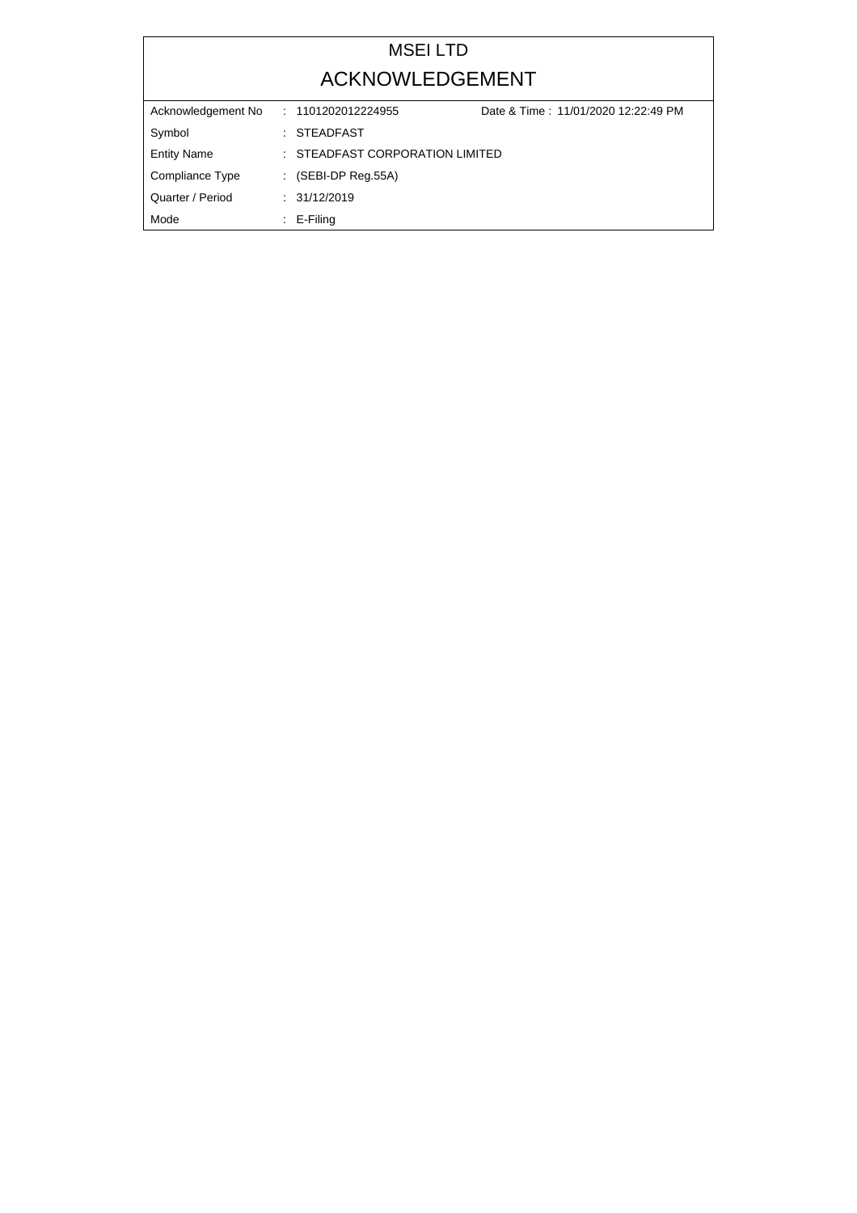# MSEI LTD

# ACKNOWLEDGEMENT

| | | |
|---|---|---|
| Acknowledgement No | : 1101202012224955 | Date & Time : 11/01/2020 12:22:49 PM |
| Symbol | : STEADFAST | |
| Entity Name | : STEADFAST CORPORATION LIMITED | |
| Compliance Type | : (SEBI-DP Reg.55A) | |
| Quarter / Period | : 31/12/2019 | |
| Mode | : E-Filing | |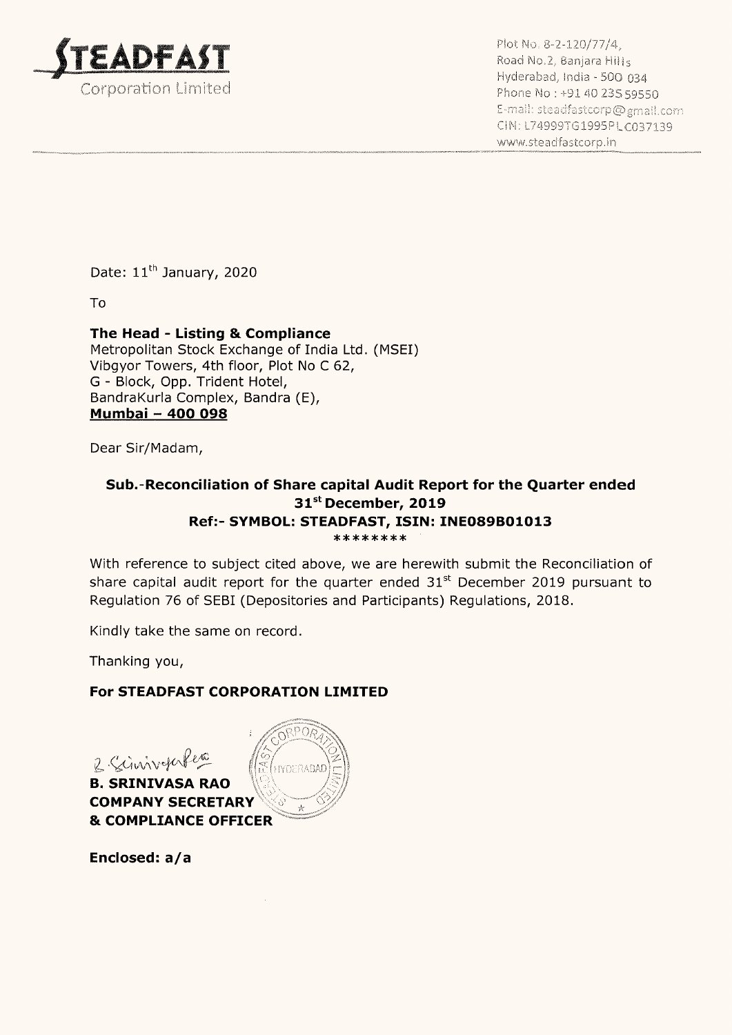**STEADFAST**
Corporation Limited

Plot No. 8-2-120/77/4,
Road No.2, Banjara Hills
Hyderabad, India - 500 034
Phone No : +91 40 235 59550
E-mail: steadfastcorp@gmail.com
CIN: L74999TG1995PLC037139
www.steadfastcorp.in

Date: 11th January, 2020

To

**The Head - Listing & Compliance**
Metropolitan Stock Exchange of India Ltd. (MSEI)
Vibgyor Towers, 4th floor, Plot No C 62,
G - Block, Opp. Trident Hotel,
BandraKurla Complex, Bandra (E),
**Mumbai – 400 098**

Dear Sir/Madam,

**Sub.-Reconciliation of Share capital Audit Report for the Quarter ended 31st December, 2019**
**Ref:- SYMBOL: STEADFAST, ISIN: INE089B01013**
********

With reference to subject cited above, we are herewith submit the Reconciliation of share capital audit report for the quarter ended 31st December 2019 pursuant to Regulation 76 of SEBI (Depositories and Participants) Regulations, 2018.

Kindly take the same on record.

Thanking you,

**For STEADFAST CORPORATION LIMITED**

B. Srinivasa Rao

**B. SRINIVASA RAO**
**COMPANY SECRETARY**
**& COMPLIANCE OFFICER**

**Enclosed: a/a**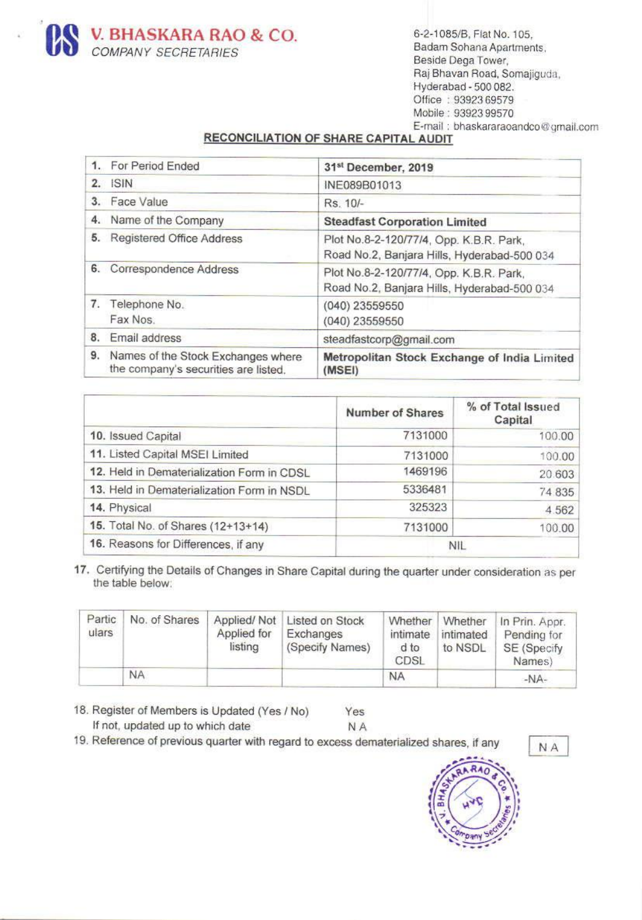# V. BHASKARA RAO & CO.

*COMPANY SECRETARIES*

6-2-1085/B, Flat No. 105,
Badam Sohana Apartments,
Beside Dega Tower,
Raj Bhavan Road, Somajiguda,
Hyderabad - 500 082.
Office : 93923 69579
Mobile : 93923 99570
E-mail : bhaskararaoandco@gmail.com

## RECONCILIATION OF SHARE CAPITAL AUDIT

| | |
|---|---|
| 1. For Period Ended | **31st December, 2019** |
| 2. ISIN | INE089B01013 |
| 3. Face Value | Rs. 10/- |
| 4. Name of the Company | **Steadfast Corporation Limited** |
| 5. Registered Office Address | Plot No.8-2-120/77/4, Opp. K.B.R. Park, Road No.2, Banjara Hills, Hyderabad-500 034 |
| 6. Correspondence Address | Plot No.8-2-120/77/4, Opp. K.B.R. Park, Road No.2, Banjara Hills, Hyderabad-500 034 |
| 7. Telephone No. Fax Nos. | (040) 23559550 (040) 23559550 |
| 8. Email address | steadfastcorp@gmail.com |
| 9. Names of the Stock Exchanges where the company's securities are listed. | **Metropolitan Stock Exchange of India Limited (MSEI)** |

| | Number of Shares | % of Total Issued Capital |
|---|---|---|
| 10. Issued Capital | 7131000 | 100.00 |
| 11. Listed Capital MSEI Limited | 7131000 | 100.00 |
| 12. Held in Dematerialization Form in CDSL | 1469196 | 20.603 |
| 13. Held in Dematerialization Form in NSDL | 5336481 | 74.835 |
| 14. Physical | 325323 | 4.562 |
| 15. Total No. of Shares (12+13+14) | 7131000 | 100.00 |
| 16. Reasons for Differences, if any | NIL | |

17. Certifying the Details of Changes in Share Capital during the quarter under consideration as per the table below:

| Particulars | No. of Shares | Applied/ Not Applied for listing | Listed on Stock Exchanges (Specify Names) | Whether intimated to CDSL | Whether intimated to NSDL | In Prin. Appr. Pending for SE (Specify Names) |
|---|---|---|---|---|---|---|
| | NA | | | NA | | -NA- |

18. Register of Members is Updated (Yes / No) — Yes
If not, updated up to which date — N A

19. Reference of previous quarter with regard to excess dematerialized shares, if any — N A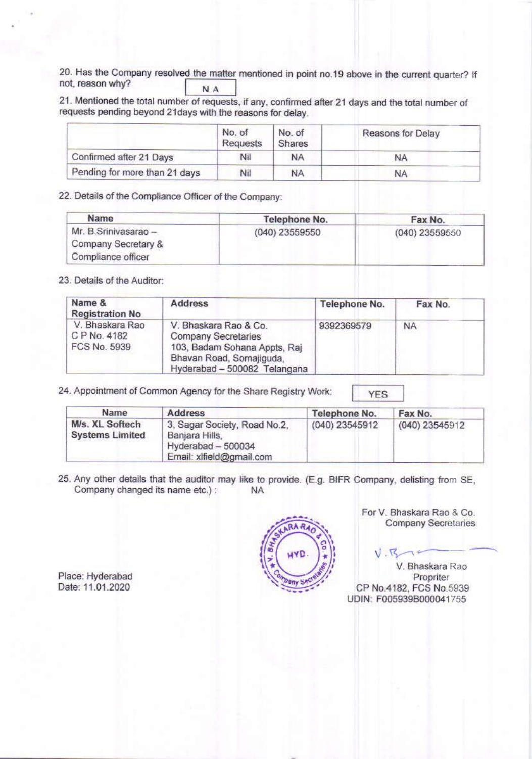20. Has the Company resolved the matter mentioned in point no.19 above in the current quarter? If not, reason why? N A

21. Mentioned the total number of requests, if any, confirmed after 21 days and the total number of requests pending beyond 21days with the reasons for delay.

| | No. of Requests | No. of Shares | Reasons for Delay |
|---|---|---|---|
| Confirmed after 21 Days | Nil | NA | NA |
| Pending for more than 21 days | Nil | NA | NA |

22. Details of the Compliance Officer of the Company:

| Name | Telephone No. | Fax No. |
|---|---|---|
| Mr. B.Srinivasarao – Company Secretary & Compliance officer | (040) 23559550 | (040) 23559550 |

23. Details of the Auditor:

| Name & Registration No | Address | Telephone No. | Fax No. |
|---|---|---|---|
| V. Bhaskara Rao C P No. 4182 FCS No. 5939 | V. Bhaskara Rao & Co. Company Secretaries 103, Badam Sohana Appts, Raj Bhavan Road, Somajiguda, Hyderabad – 500082 Telangana | 9392369579 | NA |

24. Appointment of Common Agency for the Share Registry Work: YES

| Name | Address | Telephone No. | Fax No. |
|---|---|---|---|
| **M/s. XL Softech Systems Limited** | 3, Sagar Society, Road No.2, Banjara Hills, Hyderabad – 500034 Email: xlfield@gmail.com | (040) 23545912 | (040) 23545912 |

25. Any other details that the auditor may like to provide. (E.g. BIFR Company, delisting from SE, Company changed its name etc.) : NA

For V. Bhaskara Rao & Co.
Company Secretaries

V. Bhaskara Rao
Propriter
CP No.4182, FCS No.5939
UDIN: F005939B000041755

Place: Hyderabad
Date: 11.01.2020